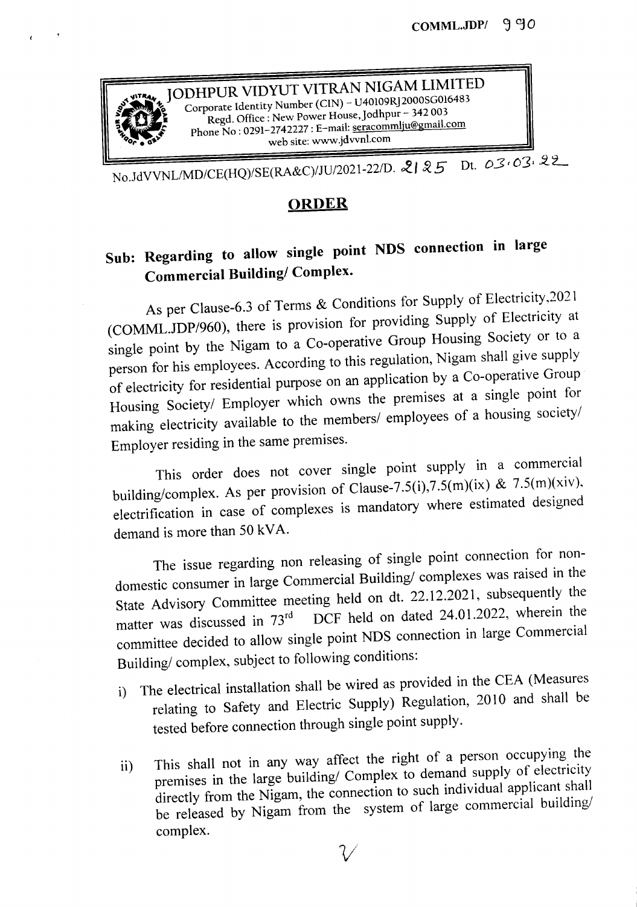COMML.JDP/ 990

JODHPUR VIDYUT VITRAN NIGAM LIMITED
Corporate Identity Number (CIN) – U40109RJ2000SGC016483
Regd. Office : New Power House, Jodhpur – 342 003
Phone No : 0291-2742227 : E-mail: seracommlju@gmail.com
web site: www.jdvvnl.com

No.JdVVNL/MD/CE(HQ)/SE(RA&C)/JU/2021-22/D. 2125 Dt. 03.03.22

## ORDER

**Sub: Regarding to allow single point NDS connection in large Commercial Building/ Complex.**

As per Clause-6.3 of Terms & Conditions for Supply of Electricity,2021 (COMML.JDP/960), there is provision for providing Supply of Electricity at single point by the Nigam to a Co-operative Group Housing Society or to a person for his employees. According to this regulation, Nigam shall give supply of electricity for residential purpose on an application by a Co-operative Group Housing Society/ Employer which owns the premises at a single point for making electricity available to the members/ employees of a housing society/ Employer residing in the same premises.

This order does not cover single point supply in a commercial building/complex. As per provision of Clause-7.5(i),7.5(m)(ix) & 7.5(m)(xiv), electrification in case of complexes is mandatory where estimated designed demand is more than 50 kVA.

The issue regarding non releasing of single point connection for non-domestic consumer in large Commercial Building/ complexes was raised in the State Advisory Committee meeting held on dt. 22.12.2021, subsequently the matter was discussed in 73rd DCF held on dated 24.01.2022, wherein the committee decided to allow single point NDS connection in large Commercial Building/ complex, subject to following conditions:

i) The electrical installation shall be wired as provided in the CEA (Measures relating to Safety and Electric Supply) Regulation, 2010 and shall be tested before connection through single point supply.

ii) This shall not in any way affect the right of a person occupying the premises in the large building/ Complex to demand supply of electricity directly from the Nigam, the connection to such individual applicant shall be released by Nigam from the system of large commercial building/ complex.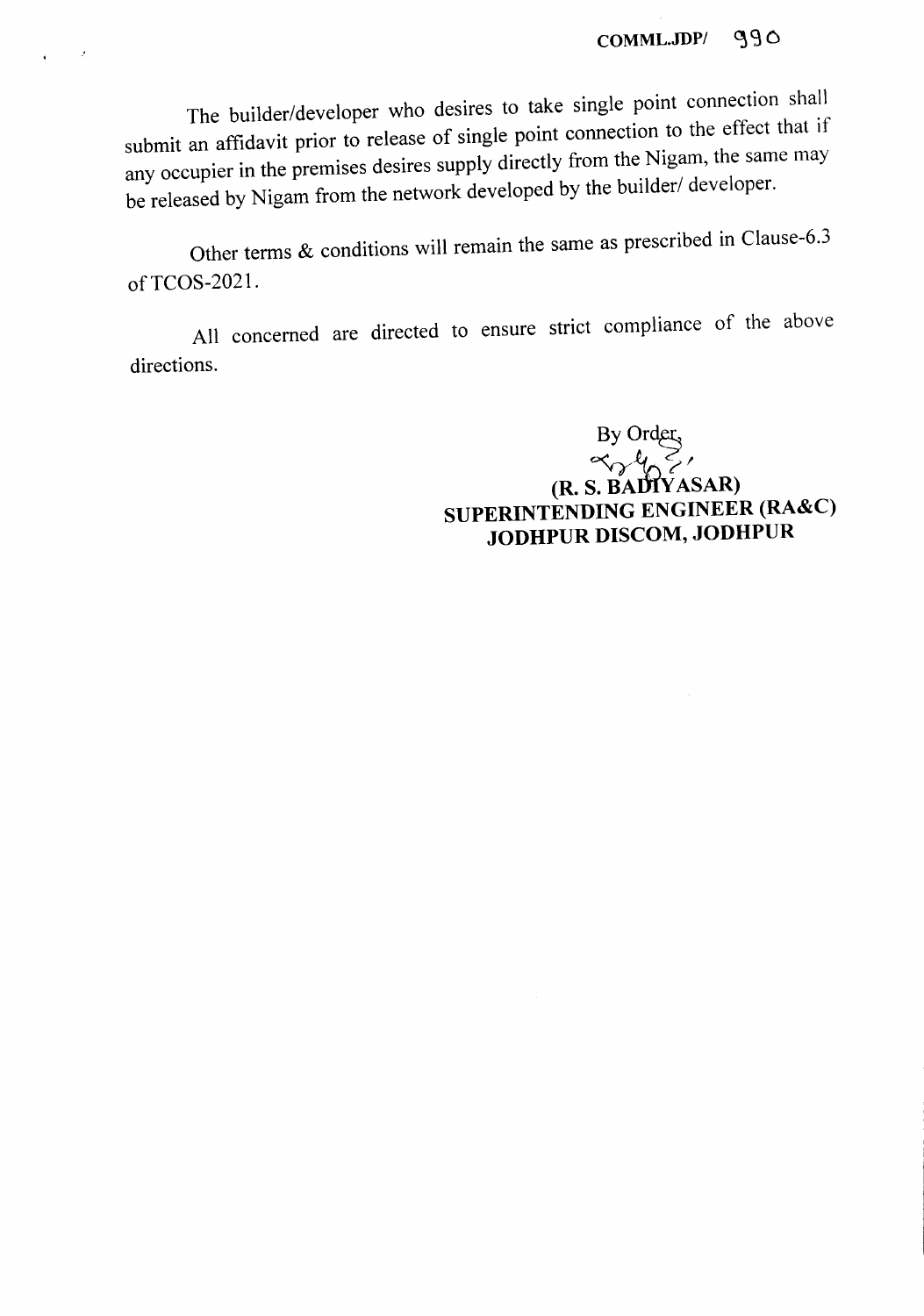COMML.JDP/ 990

The builder/developer who desires to take single point connection shall submit an affidavit prior to release of single point connection to the effect that if any occupier in the premises desires supply directly from the Nigam, the same may be released by Nigam from the network developed by the builder/ developer.

Other terms & conditions will remain the same as prescribed in Clause-6.3 of TCOS-2021.

All concerned are directed to ensure strict compliance of the above directions.

By Order,

**(R. S. BADIYASAR)**
**SUPERINTENDING ENGINEER (RA&C)**
**JODHPUR DISCOM, JODHPUR**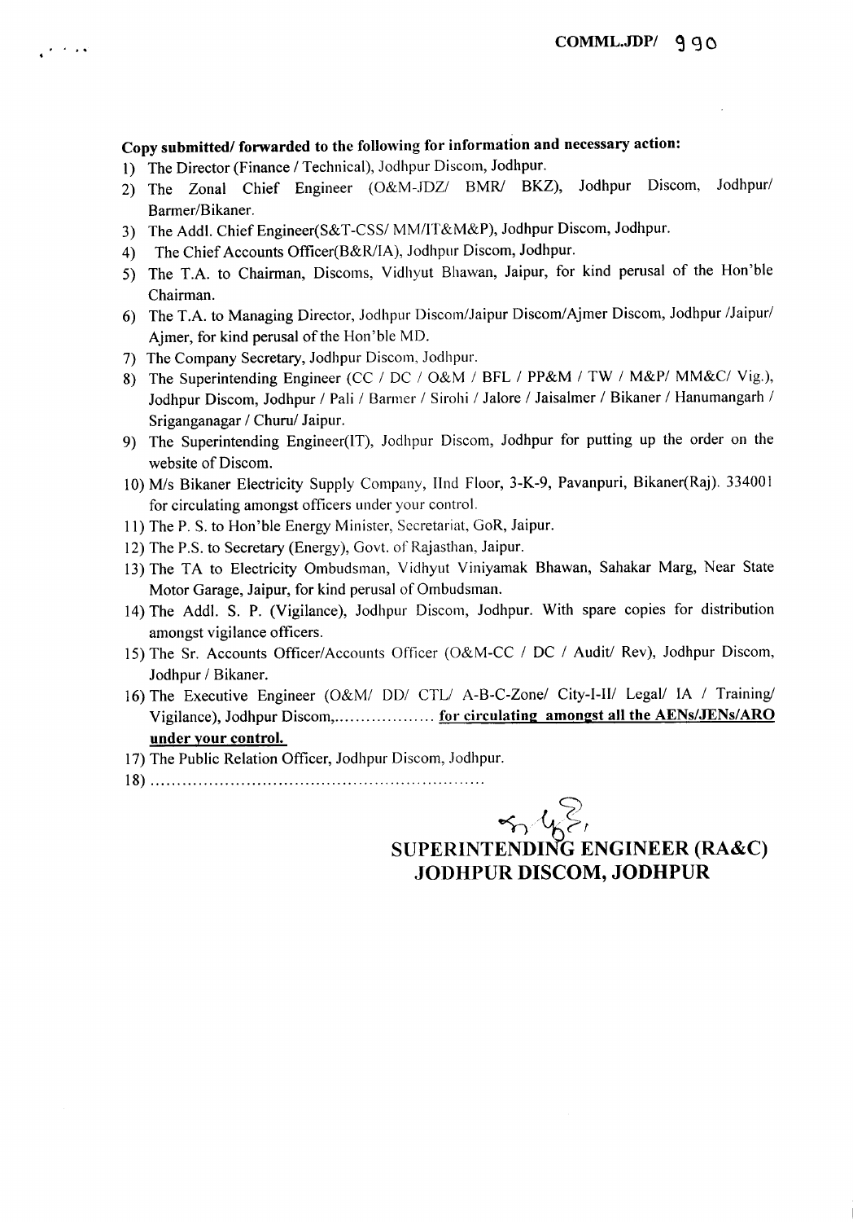**COMML.JDP/ 990**

**Copy submitted/ forwarded to the following for information and necessary action:**

1) The Director (Finance / Technical), Jodhpur Discom, Jodhpur.
2) The Zonal Chief Engineer (O&M-JDZ/ BMR/ BKZ), Jodhpur Discom, Jodhpur/ Barmer/Bikaner.
3) The Addl. Chief Engineer(S&T-CSS/ MM/IT&M&P), Jodhpur Discom, Jodhpur.
4) The Chief Accounts Officer(B&R/IA), Jodhpur Discom, Jodhpur.
5) The T.A. to Chairman, Discoms, Vidhyut Bhawan, Jaipur, for kind perusal of the Hon'ble Chairman.
6) The T.A. to Managing Director, Jodhpur Discom/Jaipur Discom/Ajmer Discom, Jodhpur /Jaipur/ Ajmer, for kind perusal of the Hon'ble MD.
7) The Company Secretary, Jodhpur Discom, Jodhpur.
8) The Superintending Engineer (CC / DC / O&M / BFL / PP&M / TW / M&P/ MM&C/ Vig.), Jodhpur Discom, Jodhpur / Pali / Barmer / Sirohi / Jalore / Jaisalmer / Bikaner / Hanumangarh / Sriganganagar / Churu/ Jaipur.
9) The Superintending Engineer(IT), Jodhpur Discom, Jodhpur for putting up the order on the website of Discom.
10) M/s Bikaner Electricity Supply Company, IInd Floor, 3-K-9, Pavanpuri, Bikaner(Raj). 334001 for circulating amongst officers under your control.
11) The P. S. to Hon'ble Energy Minister, Secretariat, GoR, Jaipur.
12) The P.S. to Secretary (Energy), Govt. of Rajasthan, Jaipur.
13) The TA to Electricity Ombudsman, Vidhyut Viniyamak Bhawan, Sahakar Marg, Near State Motor Garage, Jaipur, for kind perusal of Ombudsman.
14) The Addl. S. P. (Vigilance), Jodhpur Discom, Jodhpur. With spare copies for distribution amongst vigilance officers.
15) The Sr. Accounts Officer/Accounts Officer (O&M-CC / DC / Audit/ Rev), Jodhpur Discom, Jodhpur / Bikaner.
16) The Executive Engineer (O&M/ DD/ CTL/ A-B-C-Zone/ City-I-II/ Legal/ IA / Training/ Vigilance), Jodhpur Discom,.................. **for circulating amongst all the AENs/JENs/ARO under your control.**
17) The Public Relation Officer, Jodhpur Discom, Jodhpur.
18) ..............................................................

**SUPERINTENDING ENGINEER (RA&C)**
**JODHPUR DISCOM, JODHPUR**